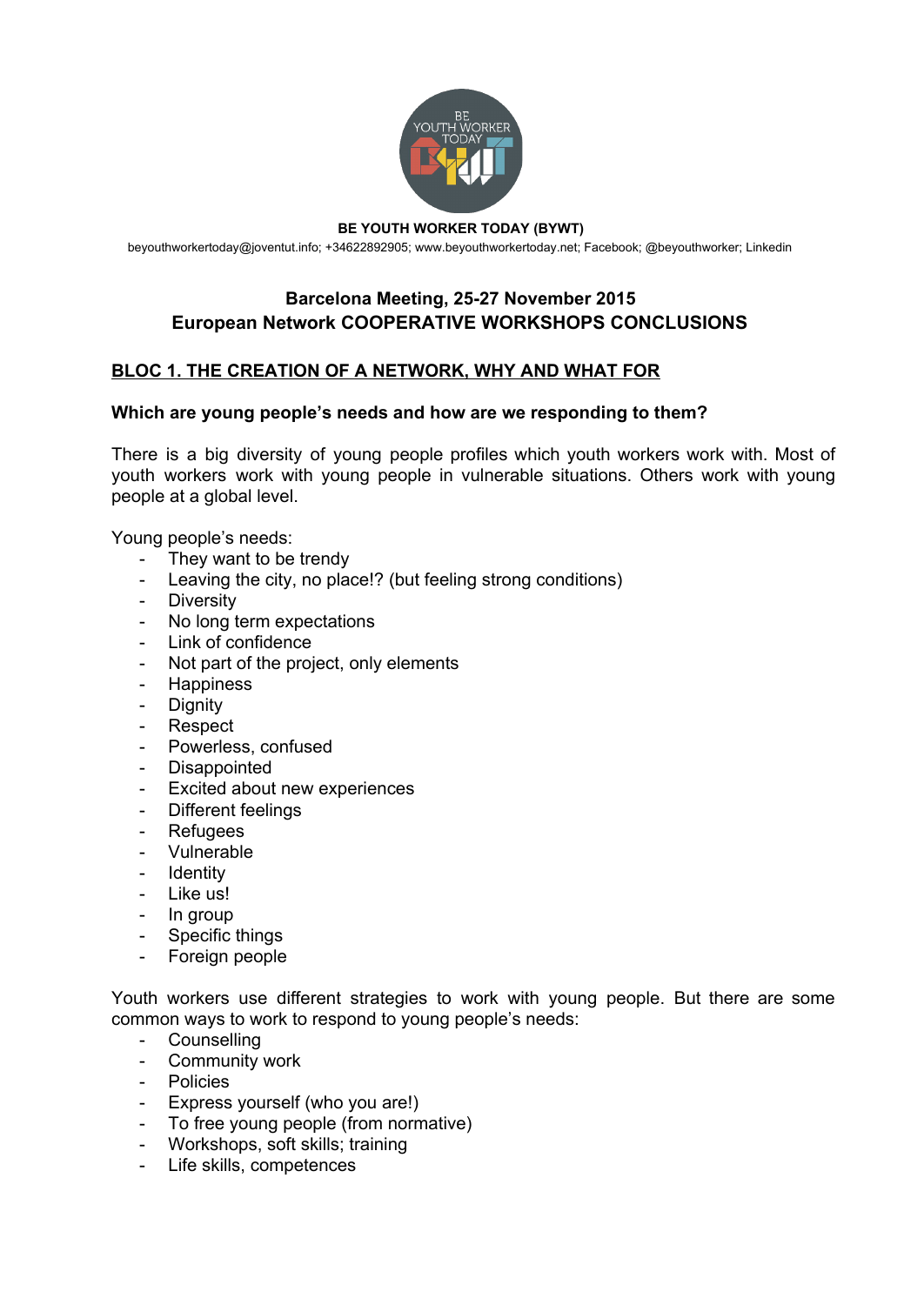**BE YOUTH WORKER TODAY (BYWT)**

beyouthworkertoday@joventut.info; +34622892905; www.beyouthworkertoday.net; Facebook; @beyouthworker; Linkedin

## Barcelona Meeting, 25-27 November 2015
## European Network COOPERATIVE WORKSHOPS CONCLUSIONS

### BLOC 1. THE CREATION OF A NETWORK, WHY AND WHAT FOR

**Which are young people's needs and how are we responding to them?**

There is a big diversity of young people profiles which youth workers work with. Most of youth workers work with young people in vulnerable situations. Others work with young people at a global level.

Young people's needs:

- They want to be trendy
- Leaving the city, no place!? (but feeling strong conditions)
- Diversity
- No long term expectations
- Link of confidence
- Not part of the project, only elements
- Happiness
- Dignity
- Respect
- Powerless, confused
- Disappointed
- Excited about new experiences
- Different feelings
- Refugees
- Vulnerable
- Identity
- Like us!
- In group
- Specific things
- Foreign people

Youth workers use different strategies to work with young people. But there are some common ways to work to respond to young people's needs:

- Counselling
- Community work
- Policies
- Express yourself (who you are!)
- To free young people (from normative)
- Workshops, soft skills; training
- Life skills, competences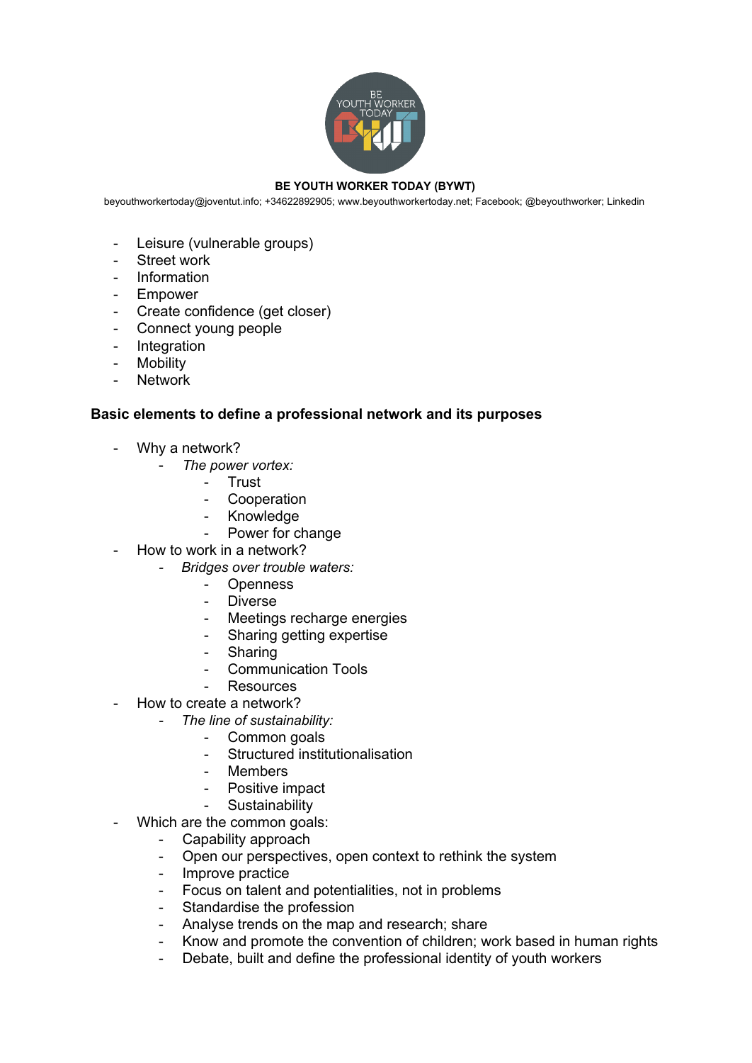- Leisure (vulnerable groups)
- Street work
- Information
- Empower
- Create confidence (get closer)
- Connect young people
- Integration
- Mobility
- Network

**Basic elements to define a professional network and its purposes**

- Why a network?
    - *The power vortex:*
        - Trust
        - Cooperation
        - Knowledge
        - Power for change
- How to work in a network?
    - *Bridges over trouble waters:*
        - Openness
        - Diverse
        - Meetings recharge energies
        - Sharing getting expertise
        - Sharing
        - Communication Tools
        - Resources
- How to create a network?
    - *The line of sustainability:*
        - Common goals
        - Structured institutionalisation
        - Members
        - Positive impact
        - Sustainability
- Which are the common goals:
    - Capability approach
    - Open our perspectives, open context to rethink the system
    - Improve practice
    - Focus on talent and potentialities, not in problems
    - Standardise the profession
    - Analyse trends on the map and research; share
    - Know and promote the convention of children; work based in human rights
    - Debate, built and define the professional identity of youth workers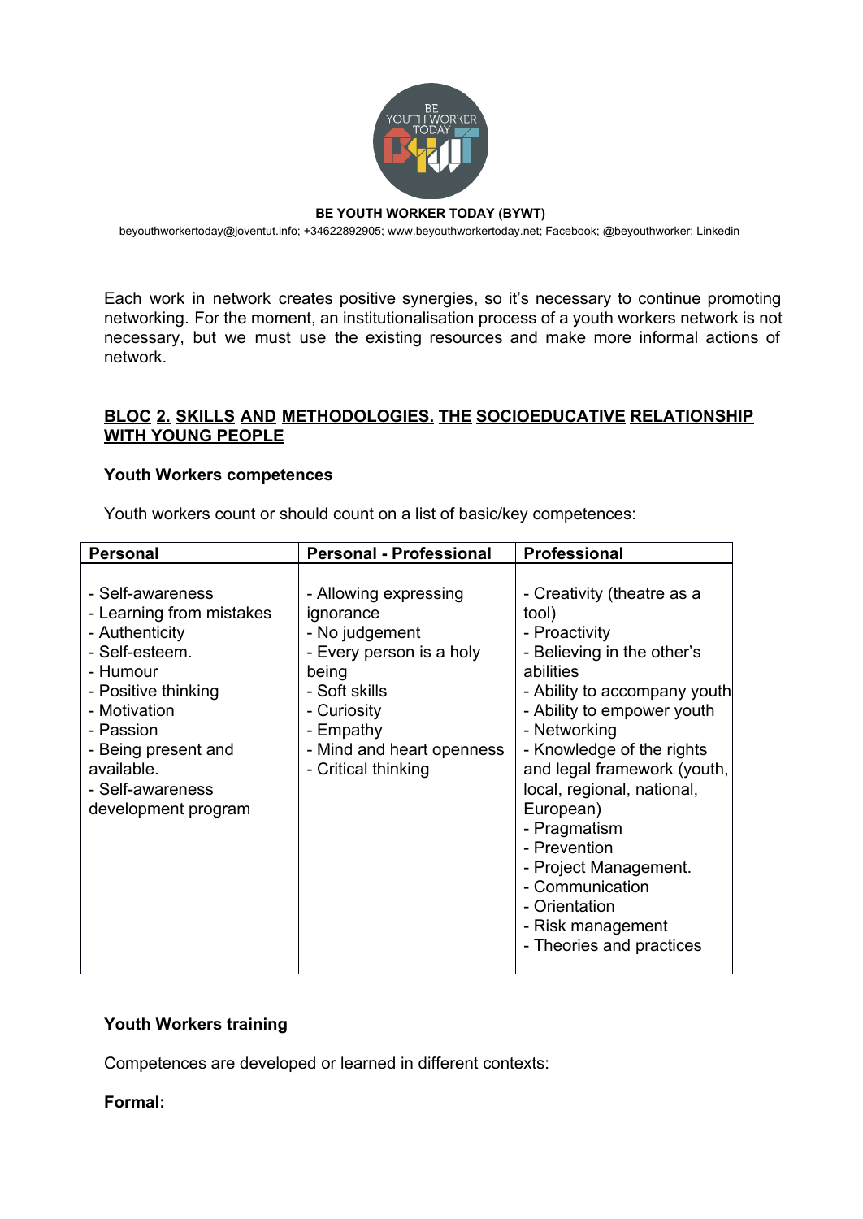Each work in network creates positive synergies, so it's necessary to continue promoting networking. For the moment, an institutionalisation process of a youth workers network is not necessary, but we must use the existing resources and make more informal actions of network.

## BLOC 2. SKILLS AND METHODOLOGIES. THE SOCIOEDUCATIVE RELATIONSHIP WITH YOUNG PEOPLE

### Youth Workers competences

Youth workers count or should count on a list of basic/key competences:

| Personal | Personal - Professional | Professional |
|---|---|---|
| - Self-awareness<br>- Learning from mistakes<br>- Authenticity<br>- Self-esteem.<br>- Humour<br>- Positive thinking<br>- Motivation<br>- Passion<br>- Being present and available.<br>- Self-awareness development program | - Allowing expressing ignorance<br>- No judgement<br>- Every person is a holy being<br>- Soft skills<br>- Curiosity<br>- Empathy<br>- Mind and heart openness<br>- Critical thinking | - Creativity (theatre as a tool)<br>- Proactivity<br>- Believing in the other's abilities<br>- Ability to accompany youth<br>- Ability to empower youth<br>- Networking<br>- Knowledge of the rights and legal framework (youth, local, regional, national, European)<br>- Pragmatism<br>- Prevention<br>- Project Management.<br>- Communication<br>- Orientation<br>- Risk management<br>- Theories and practices |

### Youth Workers training

Competences are developed or learned in different contexts:

**Formal:**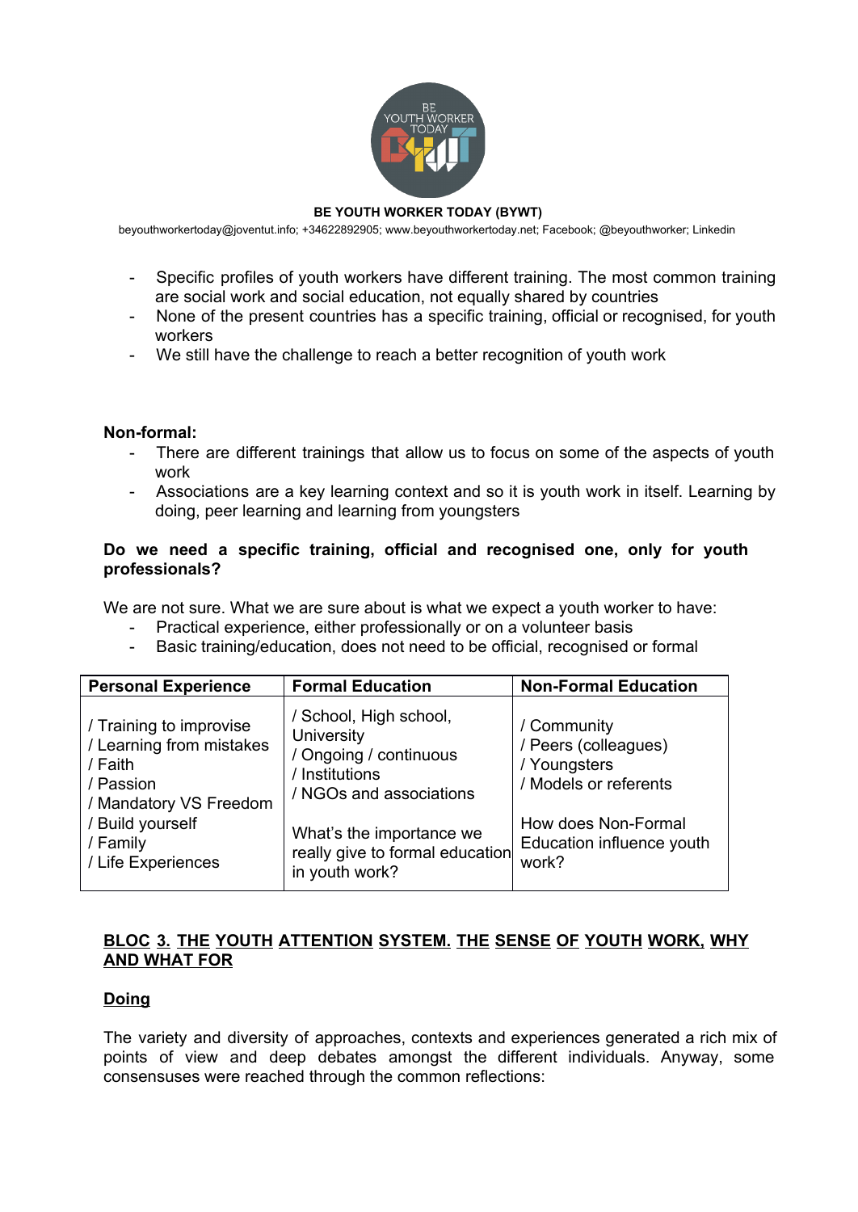- Specific profiles of youth workers have different training. The most common training are social work and social education, not equally shared by countries
- None of the present countries has a specific training, official or recognised, for youth workers
- We still have the challenge to reach a better recognition of youth work

**Non-formal:**

- There are different trainings that allow us to focus on some of the aspects of youth work
- Associations are a key learning context and so it is youth work in itself. Learning by doing, peer learning and learning from youngsters

**Do we need a specific training, official and recognised one, only for youth professionals?**

We are not sure. What we are sure about is what we expect a youth worker to have:

- Practical experience, either professionally or on a volunteer basis
- Basic training/education, does not need to be official, recognised or formal

| Personal Experience | Formal Education | Non-Formal Education |
|---|---|---|
| / Training to improve<br>/ Learning from mistakes<br>/ Faith<br>/ Passion<br>/ Mandatory VS Freedom<br>/ Build yourself<br>/ Family<br>/ Life Experiences | / School, High school, University<br>/ Ongoing / continuous<br>/ Institutions<br>/ NGOs and associations<br><br>What's the importance we really give to formal education in youth work? | / Community<br>/ Peers (colleagues)<br>/ Youngsters<br>/ Models or referents<br><br>How does Non-Formal Education influence youth work? |

## BLOC 3. THE YOUTH ATTENTION SYSTEM. THE SENSE OF YOUTH WORK, WHY AND WHAT FOR

### Doing

The variety and diversity of approaches, contexts and experiences generated a rich mix of points of view and deep debates amongst the different individuals. Anyway, some consensuses were reached through the common reflections: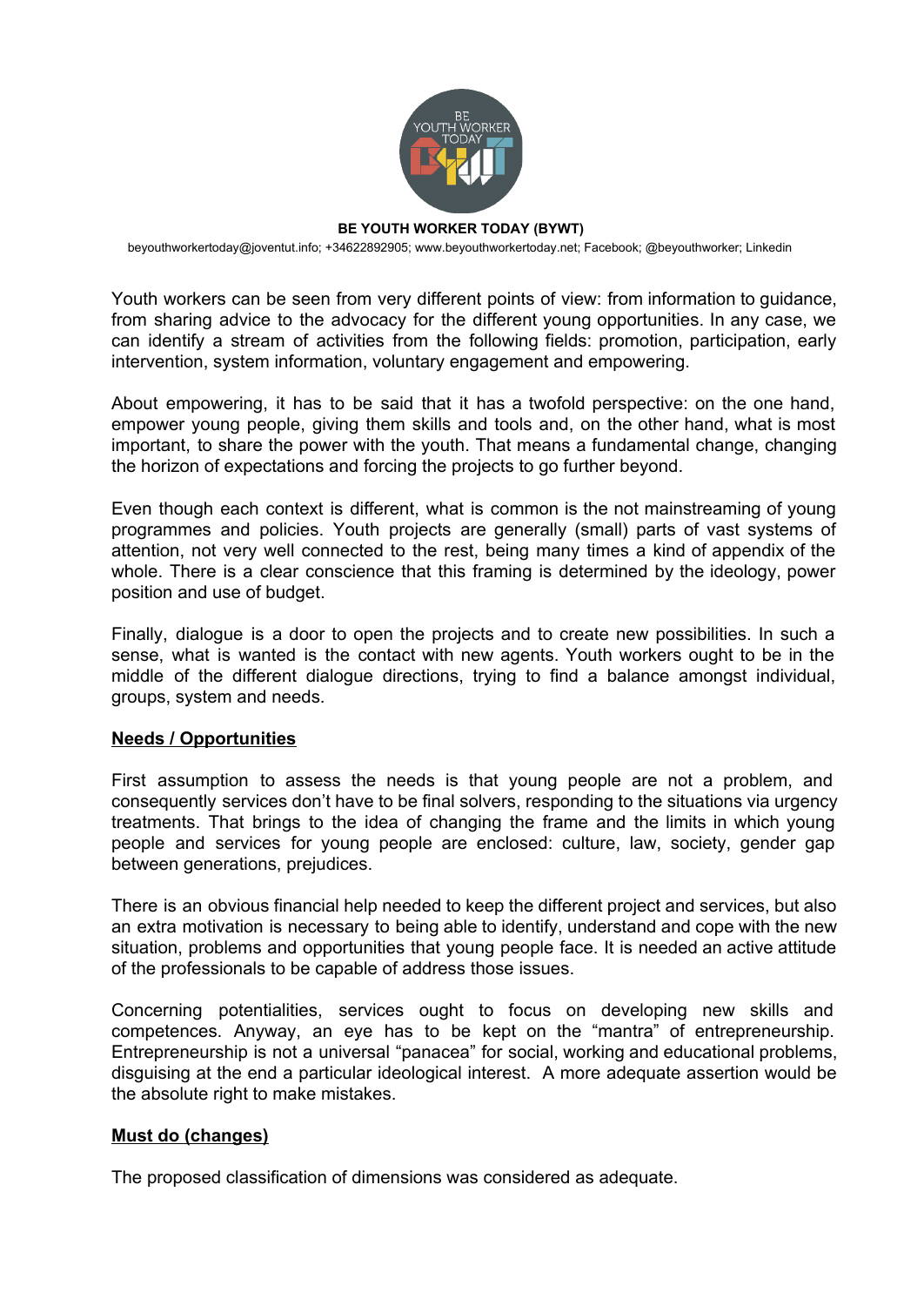**BE YOUTH WORKER TODAY (BYWT)**

beyouthworkertoday@joventut.info; +34622892905; www.beyouthworkertoday.net; Facebook; @beyouthworker; Linkedin

Youth workers can be seen from very different points of view: from information to guidance, from sharing advice to the advocacy for the different young opportunities. In any case, we can identify a stream of activities from the following fields: promotion, participation, early intervention, system information, voluntary engagement and empowering.

About empowering, it has to be said that it has a twofold perspective: on the one hand, empower young people, giving them skills and tools and, on the other hand, what is most important, to share the power with the youth. That means a fundamental change, changing the horizon of expectations and forcing the projects to go further beyond.

Even though each context is different, what is common is the not mainstreaming of young programmes and policies. Youth projects are generally (small) parts of vast systems of attention, not very well connected to the rest, being many times a kind of appendix of the whole. There is a clear conscience that this framing is determined by the ideology, power position and use of budget.

Finally, dialogue is a door to open the projects and to create new possibilities. In such a sense, what is wanted is the contact with new agents. Youth workers ought to be in the middle of the different dialogue directions, trying to find a balance amongst individual, groups, system and needs.

**Needs / Opportunities**

First assumption to assess the needs is that young people are not a problem, and consequently services don't have to be final solvers, responding to the situations via urgency treatments. That brings to the idea of changing the frame and the limits in which young people and services for young people are enclosed: culture, law, society, gender gap between generations, prejudices.

There is an obvious financial help needed to keep the different project and services, but also an extra motivation is necessary to being able to identify, understand and cope with the new situation, problems and opportunities that young people face. It is needed an active attitude of the professionals to be capable of address those issues.

Concerning potentialities, services ought to focus on developing new skills and competences. Anyway, an eye has to be kept on the "mantra" of entrepreneurship. Entrepreneurship is not a universal "panacea" for social, working and educational problems, disguising at the end a particular ideological interest. A more adequate assertion would be the absolute right to make mistakes.

**Must do (changes)**

The proposed classification of dimensions was considered as adequate.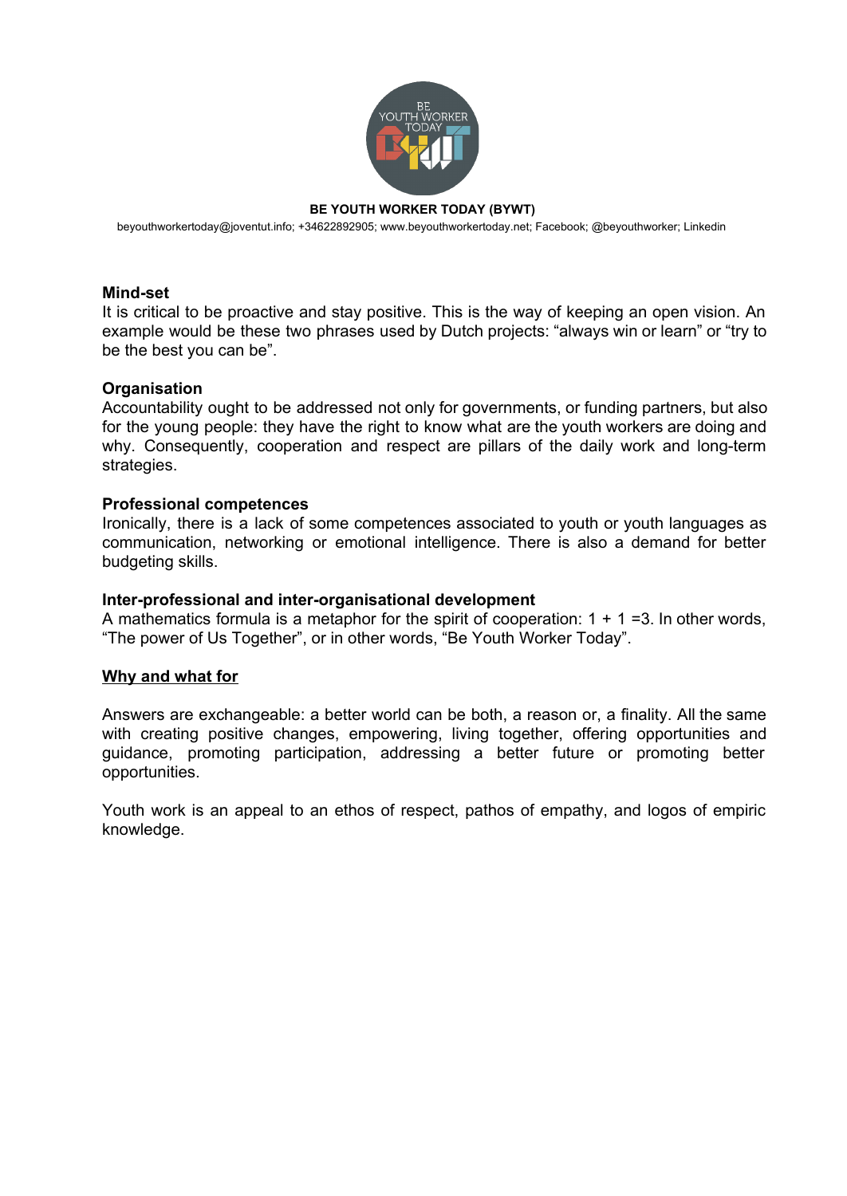**Mind-set**

It is critical to be proactive and stay positive. This is the way of keeping an open vision. An example would be these two phrases used by Dutch projects: “always win or learn” or “try to be the best you can be”.

**Organisation**

Accountability ought to be addressed not only for governments, or funding partners, but also for the young people: they have the right to know what are the youth workers are doing and why. Consequently, cooperation and respect are pillars of the daily work and long-term strategies.

**Professional competences**

Ironically, there is a lack of some competences associated to youth or youth languages as communication, networking or emotional intelligence. There is also a demand for better budgeting skills.

**Inter-professional and inter-organisational development**

A mathematics formula is a metaphor for the spirit of cooperation: 1 + 1 =3. In other words, “The power of Us Together”, or in other words, “Be Youth Worker Today”.

## Why and what for

Answers are exchangeable: a better world can be both, a reason or, a finality. All the same with creating positive changes, empowering, living together, offering opportunities and guidance, promoting participation, addressing a better future or promoting better opportunities.

Youth work is an appeal to an ethos of respect, pathos of empathy, and logos of empiric knowledge.